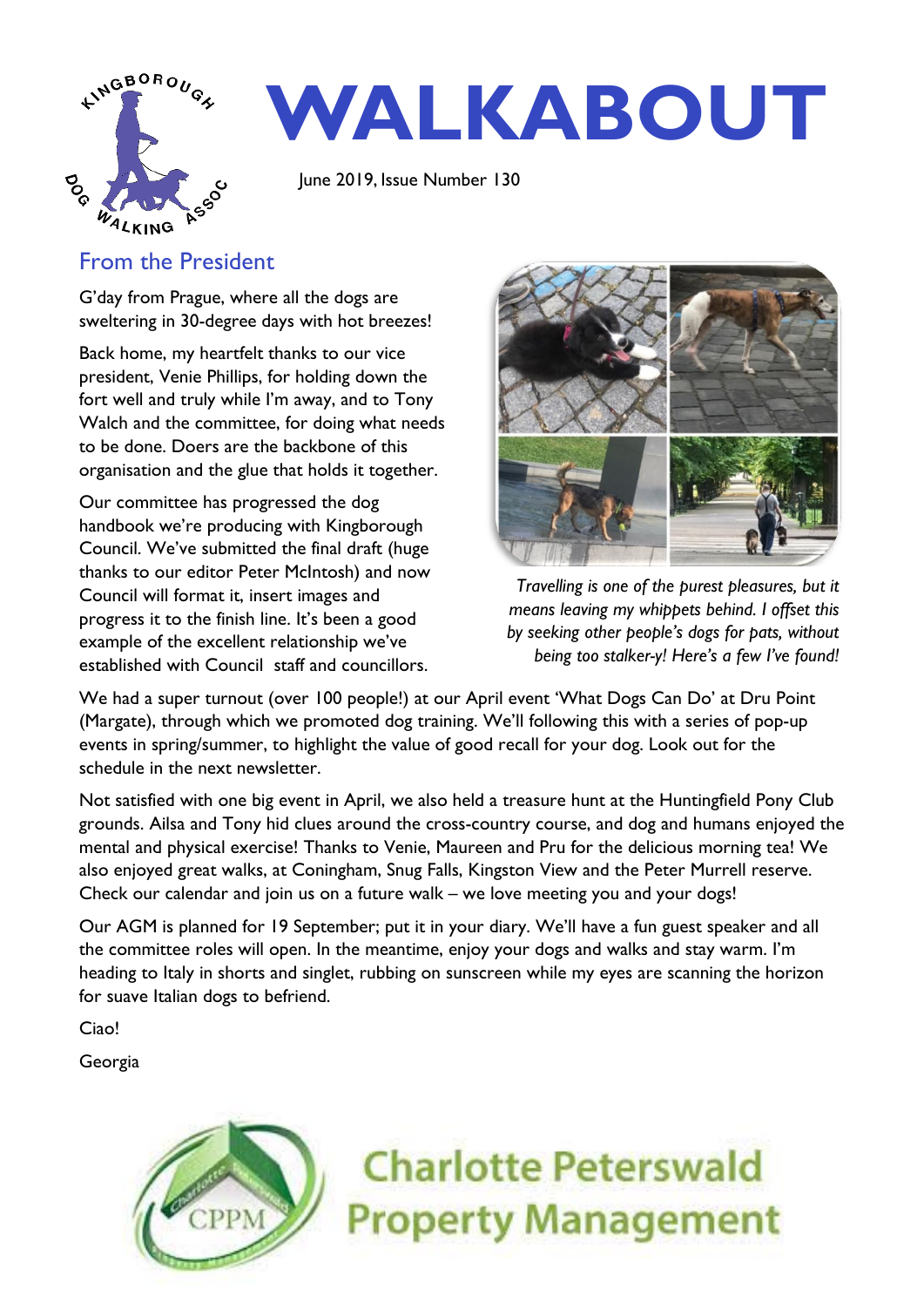# WALKABOUT

June 2019, Issue Number 130

## From the President

G'day from Prague, where all the dogs are sweltering in 30-degree days with hot breezes!

Back home, my heartfelt thanks to our vice president, Venie Phillips, for holding down the fort well and truly while I'm away, and to Tony Walch and the committee, for doing what needs to be done. Doers are the backbone of this organisation and the glue that holds it together.

Our committee has progressed the dog handbook we're producing with Kingborough Council. We've submitted the final draft (huge thanks to our editor Peter McIntosh) and now Council will format it, insert images and progress it to the finish line. It's been a good example of the excellent relationship we've established with Council staff and councillors.

*Travelling is one of the purest pleasures, but it means leaving my whippets behind. I offset this by seeking other people's dogs for pats, without being too stalker-y! Here's a few I've found!*

We had a super turnout (over 100 people!) at our April event 'What Dogs Can Do' at Dru Point (Margate), through which we promoted dog training. We'll following this with a series of pop-up events in spring/summer, to highlight the value of good recall for your dog. Look out for the schedule in the next newsletter.

Not satisfied with one big event in April, we also held a treasure hunt at the Huntingfield Pony Club grounds. Ailsa and Tony hid clues around the cross-country course, and dog and humans enjoyed the mental and physical exercise! Thanks to Venie, Maureen and Pru for the delicious morning tea! We also enjoyed great walks, at Coningham, Snug Falls, Kingston View and the Peter Murrell reserve. Check our calendar and join us on a future walk – we love meeting you and your dogs!

Our AGM is planned for 19 September; put it in your diary. We'll have a fun guest speaker and all the committee roles will open. In the meantime, enjoy your dogs and walks and stay warm. I'm heading to Italy in shorts and singlet, rubbing on sunscreen while my eyes are scanning the horizon for suave Italian dogs to befriend.

Ciao!

Georgia

Charlotte Peterswald Property Management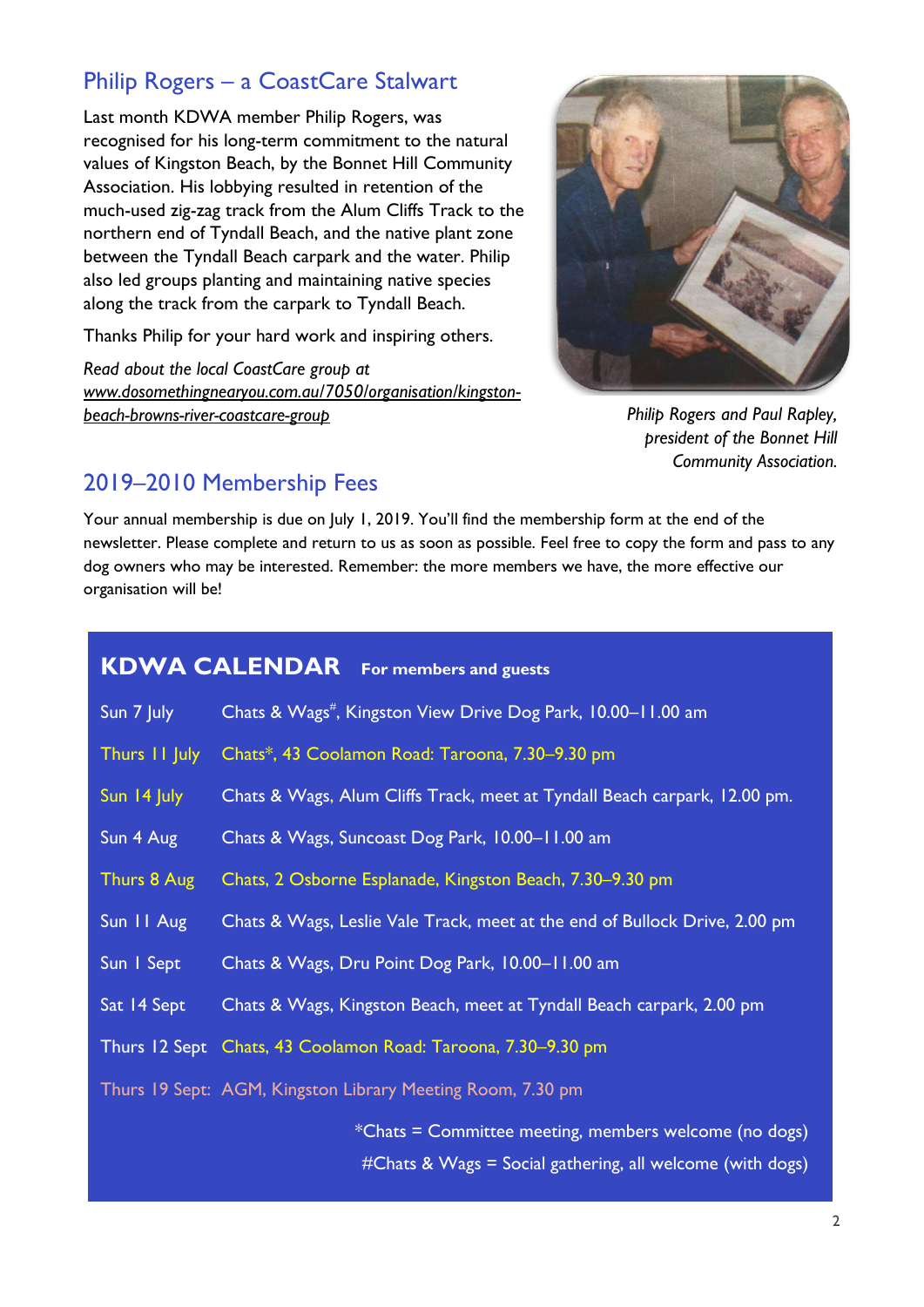## Philip Rogers – a CoastCare Stalwart

Last month KDWA member Philip Rogers, was recognised for his long-term commitment to the natural values of Kingston Beach, by the Bonnet Hill Community Association. His lobbying resulted in retention of the much-used zig-zag track from the Alum Cliffs Track to the northern end of Tyndall Beach, and the native plant zone between the Tyndall Beach carpark and the water. Philip also led groups planting and maintaining native species along the track from the carpark to Tyndall Beach.

Thanks Philip for your hard work and inspiring others.

*Read about the local CoastCare group at* [www.dosomethingnearyou.com.au/7050/organisation/kingston-beach-browns-river-coastcare-group](www.dosomethingnearyou.com.au/7050/organisation/kingston-beach-browns-river-coastcare-group)

*Philip Rogers and Paul Rapley, president of the Bonnet Hill Community Association.*

## 2019–2010 Membership Fees

Your annual membership is due on July 1, 2019. You'll find the membership form at the end of the newsletter. Please complete and return to us as soon as possible. Feel free to copy the form and pass to any dog owners who may be interested. Remember: the more members we have, the more effective our organisation will be!

## KDWA CALENDAR — For members and guests

| Date | Event |
|---|---|
| Sun 7 July | Chats & Wags#, Kingston View Drive Dog Park, 10.00–11.00 am |
| Thurs 11 July | Chats*, 43 Coolamon Road: Taroona, 7.30–9.30 pm |
| Sun 14 July | Chats & Wags, Alum Cliffs Track, meet at Tyndall Beach carpark, 12.00 pm. |
| Sun 4 Aug | Chats & Wags, Suncoast Dog Park, 10.00–11.00 am |
| Thurs 8 Aug | Chats, 2 Osborne Esplanade, Kingston Beach, 7.30–9.30 pm |
| Sun 11 Aug | Chats & Wags, Leslie Vale Track, meet at the end of Bullock Drive, 2.00 pm |
| Sun 1 Sept | Chats & Wags, Dru Point Dog Park, 10.00–11.00 am |
| Sat 14 Sept | Chats & Wags, Kingston Beach, meet at Tyndall Beach carpark, 2.00 pm |
| Thurs 12 Sept | Chats, 43 Coolamon Road: Taroona, 7.30–9.30 pm |
| Thurs 19 Sept: | AGM, Kingston Library Meeting Room, 7.30 pm |

*Chats = Committee meeting, members welcome (no dogs)

#Chats & Wags = Social gathering, all welcome (with dogs)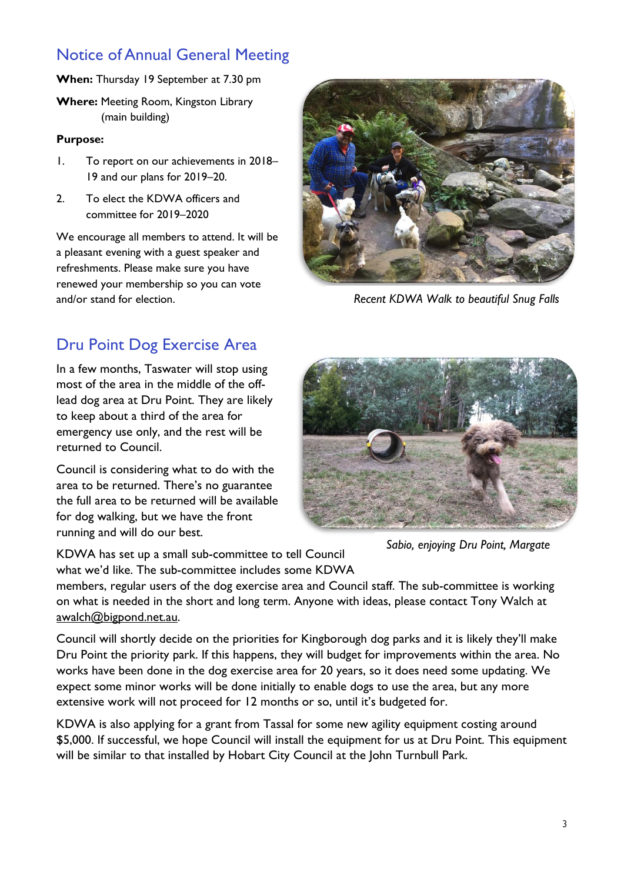## Notice of Annual General Meeting

**When:** Thursday 19 September at 7.30 pm

**Where:** Meeting Room, Kingston Library (main building)

**Purpose:**

1. To report on our achievements in 2018–19 and our plans for 2019–20.
2. To elect the KDWA officers and committee for 2019–2020

We encourage all members to attend. It will be a pleasant evening with a guest speaker and refreshments. Please make sure you have renewed your membership so you can vote and/or stand for election.

*Recent KDWA Walk to beautiful Snug Falls*

## Dru Point Dog Exercise Area

In a few months, Taswater will stop using most of the area in the middle of the off-lead dog area at Dru Point. They are likely to keep about a third of the area for emergency use only, and the rest will be returned to Council.

Council is considering what to do with the area to be returned. There's no guarantee the full area to be returned will be available for dog walking, but we have the front running and will do our best.

*Sabio, enjoying Dru Point, Margate*

KDWA has set up a small sub-committee to tell Council what we'd like. The sub-committee includes some KDWA members, regular users of the dog exercise area and Council staff. The sub-committee is working on what is needed in the short and long term. Anyone with ideas, please contact Tony Walch at awalch@bigpond.net.au.

Council will shortly decide on the priorities for Kingborough dog parks and it is likely they'll make Dru Point the priority park. If this happens, they will budget for improvements within the area. No works have been done in the dog exercise area for 20 years, so it does need some updating. We expect some minor works will be done initially to enable dogs to use the area, but any more extensive work will not proceed for 12 months or so, until it's budgeted for.

KDWA is also applying for a grant from Tassal for some new agility equipment costing around $5,000. If successful, we hope Council will install the equipment for us at Dru Point. This equipment will be similar to that installed by Hobart City Council at the John Turnbull Park.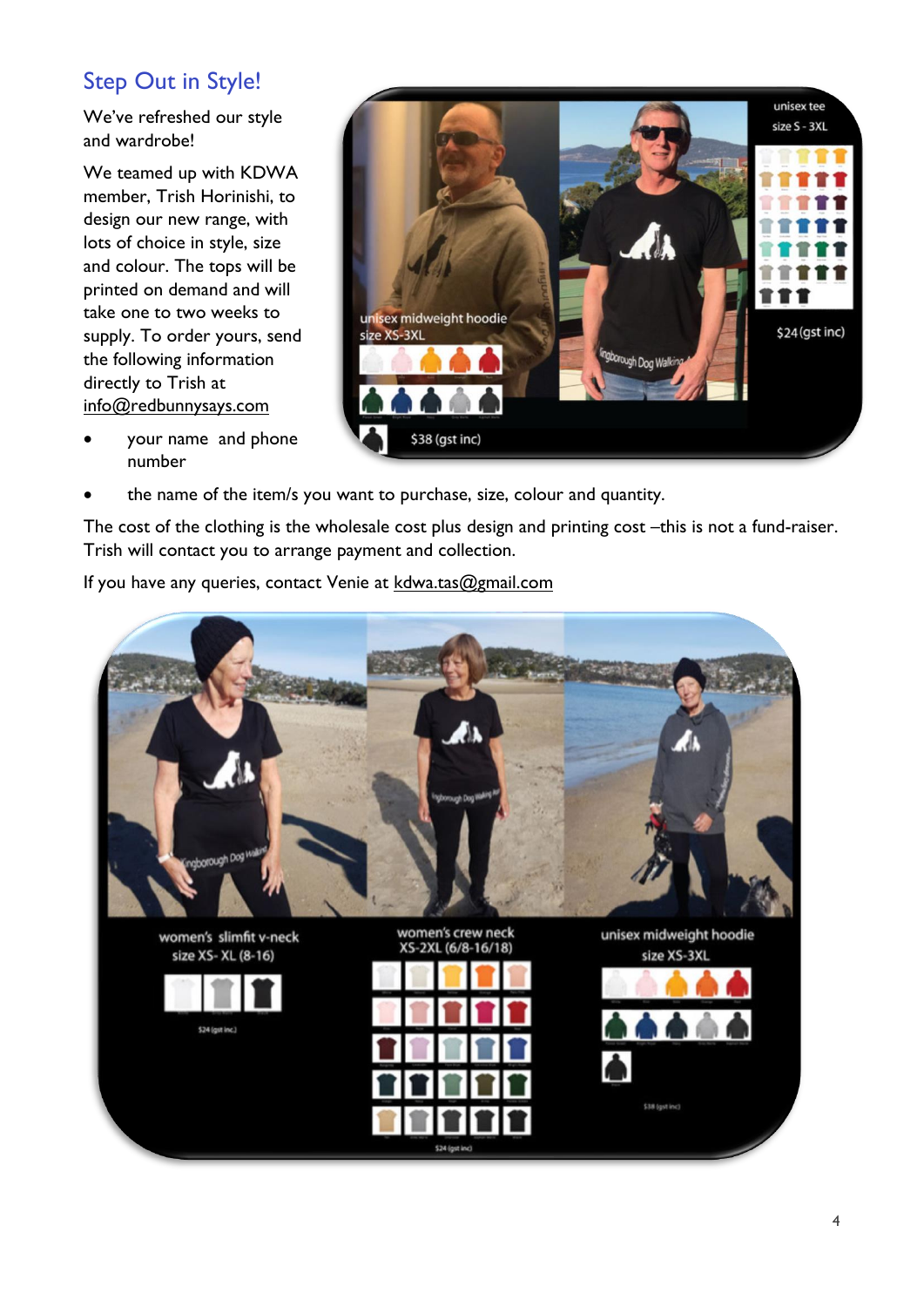## Step Out in Style!

We've refreshed our style and wardrobe!

We teamed up with KDWA member, Trish Horinishi, to design our new range, with lots of choice in style, size and colour. The tops will be printed on demand and will take one to two weeks to supply. To order yours, send the following information directly to Trish at info@redbunnysays.com

- your name and phone number
- the name of the item/s you want to purchase, size, colour and quantity.

The cost of the clothing is the wholesale cost plus design and printing cost –this is not a fund-raiser. Trish will contact you to arrange payment and collection.

If you have any queries, contact Venie at kdwa.tas@gmail.com

unisex midweight hoodie
size XS-3XL
$38 (gst inc)

unisex tee
size S - 3XL
$24 (gst inc)

women's slimfit v-neck
size XS- XL (8-16)
$24 (gst inc)

women's crew neck
XS-2XL (6/8-16/18)
$24 (gst inc)

unisex midweight hoodie
size XS-3XL
$38 (gst inc)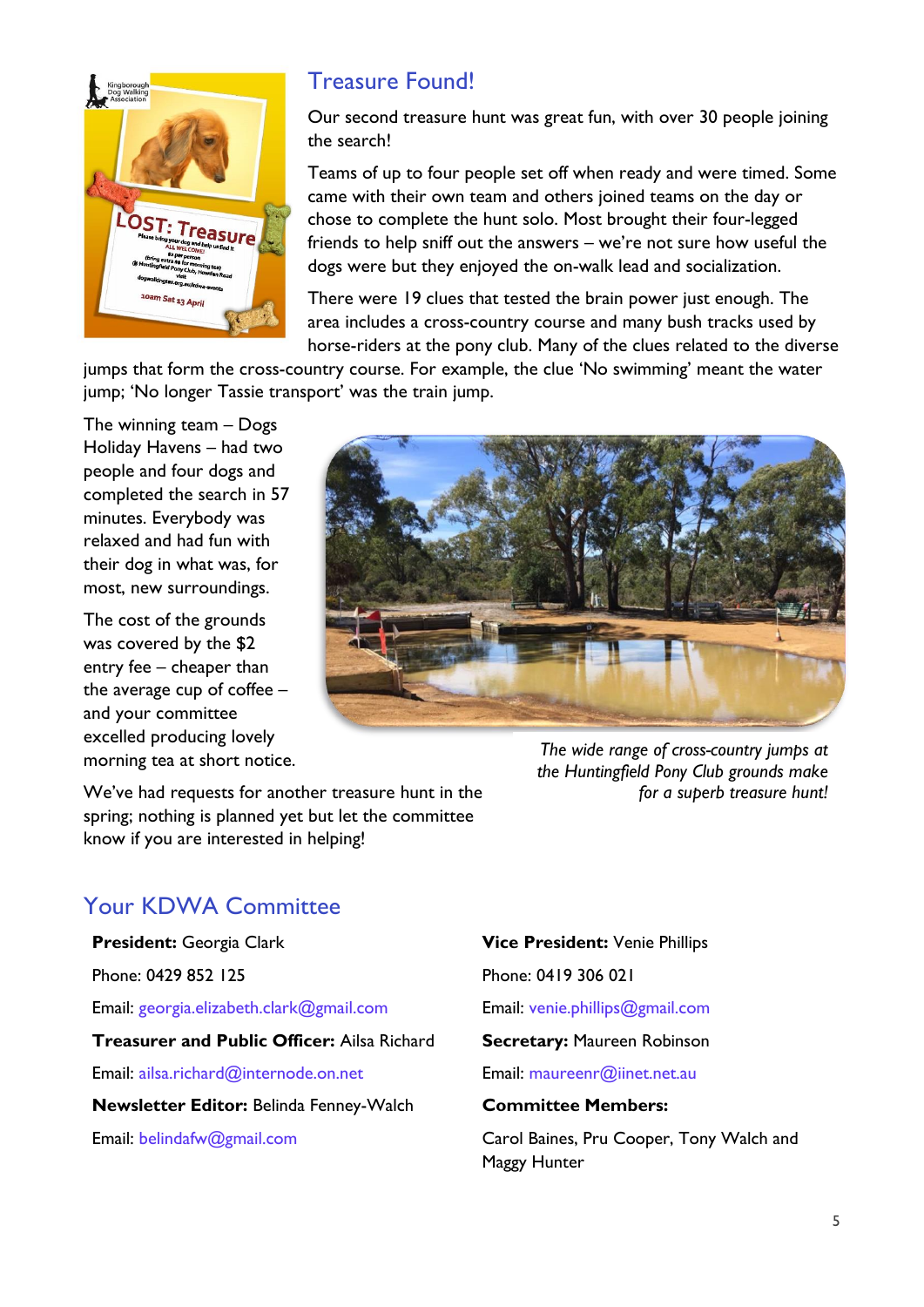## Treasure Found!

Our second treasure hunt was great fun, with over 30 people joining the search!

Teams of up to four people set off when ready and were timed. Some came with their own team and others joined teams on the day or chose to complete the hunt solo. Most brought their four-legged friends to help sniff out the answers – we're not sure how useful the dogs were but they enjoyed the on-walk lead and socialization.

There were 19 clues that tested the brain power just enough. The area includes a cross-country course and many bush tracks used by horse-riders at the pony club. Many of the clues related to the diverse jumps that form the cross-country course. For example, the clue 'No swimming' meant the water jump; 'No longer Tassie transport' was the train jump.

The winning team – Dogs Holiday Havens – had two people and four dogs and completed the search in 57 minutes. Everybody was relaxed and had fun with their dog in what was, for most, new surroundings.

The cost of the grounds was covered by the $2 entry fee – cheaper than the average cup of coffee – and your committee excelled producing lovely morning tea at short notice.

*The wide range of cross-country jumps at the Huntingfield Pony Club grounds make for a superb treasure hunt!*

We've had requests for another treasure hunt in the spring; nothing is planned yet but let the committee know if you are interested in helping!

## Your KDWA Committee

**President:** Georgia Clark

Phone: 0429 852 125

Email: georgia.elizabeth.clark@gmail.com

**Treasurer and Public Officer:** Ailsa Richard

Email: ailsa.richard@internode.on.net

**Newsletter Editor:** Belinda Fenney-Walch

Email: belindafw@gmail.com

**Vice President:** Venie Phillips

Phone: 0419 306 021

Email: venie.phillips@gmail.com

**Secretary:** Maureen Robinson

Email: maureenr@iinet.net.au

**Committee Members:**

Carol Baines, Pru Cooper, Tony Walch and Maggy Hunter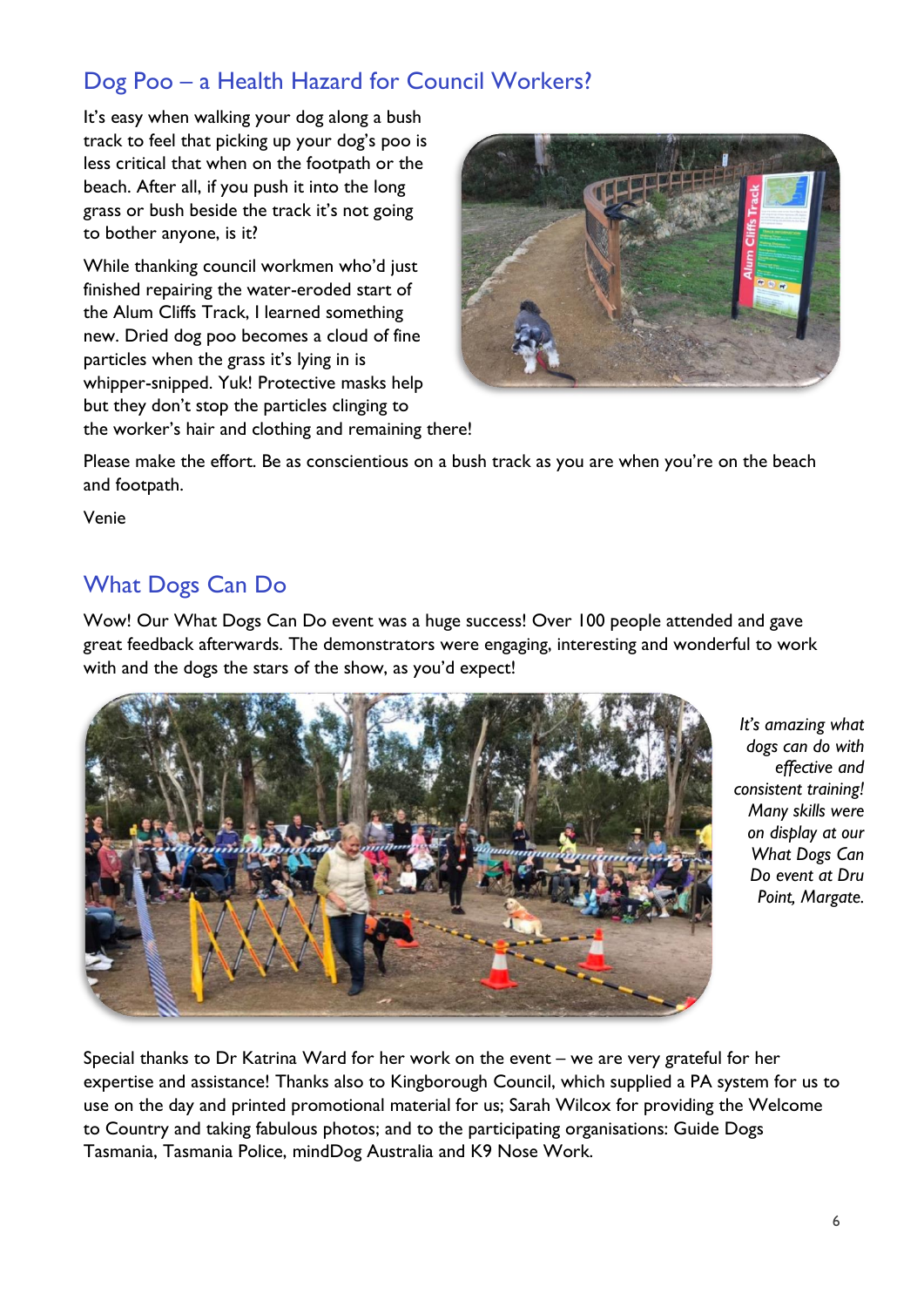## Dog Poo – a Health Hazard for Council Workers?

It's easy when walking your dog along a bush track to feel that picking up your dog's poo is less critical that when on the footpath or the beach. After all, if you push it into the long grass or bush beside the track it's not going to bother anyone, is it?

While thanking council workmen who'd just finished repairing the water-eroded start of the Alum Cliffs Track, I learned something new. Dried dog poo becomes a cloud of fine particles when the grass it's lying in is whipper-snipped. Yuk! Protective masks help but they don't stop the particles clinging to the worker's hair and clothing and remaining there!

Please make the effort. Be as conscientious on a bush track as you are when you're on the beach and footpath.

Venie

## What Dogs Can Do

Wow! Our What Dogs Can Do event was a huge success! Over 100 people attended and gave great feedback afterwards. The demonstrators were engaging, interesting and wonderful to work with and the dogs the stars of the show, as you'd expect!

*It's amazing what dogs can do with effective and consistent training! Many skills were on display at our What Dogs Can Do event at Dru Point, Margate.*

Special thanks to Dr Katrina Ward for her work on the event – we are very grateful for her expertise and assistance! Thanks also to Kingborough Council, which supplied a PA system for us to use on the day and printed promotional material for us; Sarah Wilcox for providing the Welcome to Country and taking fabulous photos; and to the participating organisations: Guide Dogs Tasmania, Tasmania Police, mindDog Australia and K9 Nose Work.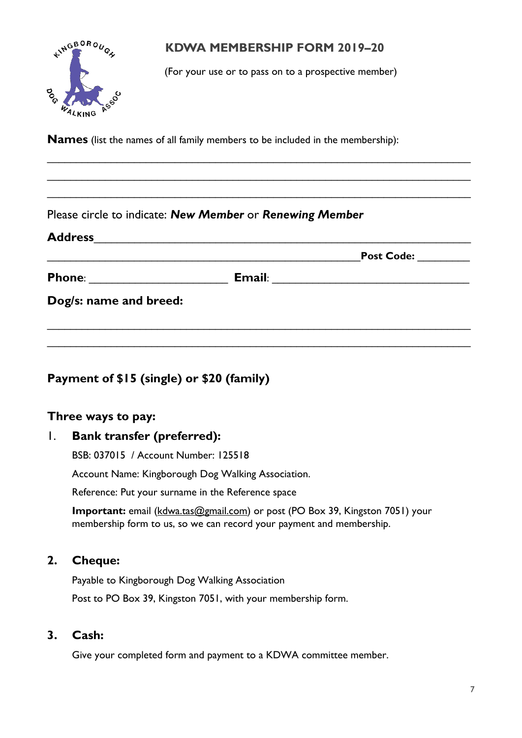# KDWA MEMBERSHIP FORM 2019–20

(For your use or to pass on to a prospective member)

**Names** (list the names of all family members to be included in the membership):

\_\_\_\_\_\_\_\_\_\_\_\_\_\_\_\_\_\_\_\_\_\_\_\_\_\_\_\_\_\_\_\_\_\_\_\_\_\_\_\_\_\_\_\_\_\_\_\_\_\_\_\_\_\_\_\_\_\_\_\_\_\_\_\_\_\_

\_\_\_\_\_\_\_\_\_\_\_\_\_\_\_\_\_\_\_\_\_\_\_\_\_\_\_\_\_\_\_\_\_\_\_\_\_\_\_\_\_\_\_\_\_\_\_\_\_\_\_\_\_\_\_\_\_\_\_\_\_\_\_\_\_\_

\_\_\_\_\_\_\_\_\_\_\_\_\_\_\_\_\_\_\_\_\_\_\_\_\_\_\_\_\_\_\_\_\_\_\_\_\_\_\_\_\_\_\_\_\_\_\_\_\_\_\_\_\_\_\_\_\_\_\_\_\_\_\_\_\_\_

Please circle to indicate: ***New Member*** or ***Renewing Member***

**Address**\_\_\_\_\_\_\_\_\_\_\_\_\_\_\_\_\_\_\_\_\_\_\_\_\_\_\_\_\_\_\_\_\_\_\_\_\_\_\_\_\_\_\_\_\_\_\_\_\_\_\_\_\_\_\_\_\_

\_\_\_\_\_\_\_\_\_\_\_\_\_\_\_\_\_\_\_\_\_\_\_\_\_\_\_\_\_\_\_\_\_\_\_\_\_\_\_\_\_\_\_\_\_\_\_\_\_\_**Post Code:** \_\_\_\_\_\_\_\_\_

**Phone**: \_\_\_\_\_\_\_\_\_\_\_\_\_\_\_\_\_\_\_\_\_\_\_ **Email**: \_\_\_\_\_\_\_\_\_\_\_\_\_\_\_\_\_\_\_\_\_\_\_\_\_\_\_\_\_\_\_\_\_\_

**Dog/s: name and breed:**

\_\_\_\_\_\_\_\_\_\_\_\_\_\_\_\_\_\_\_\_\_\_\_\_\_\_\_\_\_\_\_\_\_\_\_\_\_\_\_\_\_\_\_\_\_\_\_\_\_\_\_\_\_\_\_\_\_\_\_\_\_\_\_\_\_\_

\_\_\_\_\_\_\_\_\_\_\_\_\_\_\_\_\_\_\_\_\_\_\_\_\_\_\_\_\_\_\_\_\_\_\_\_\_\_\_\_\_\_\_\_\_\_\_\_\_\_\_\_\_\_\_\_\_\_\_\_\_\_\_\_\_\_

**Payment of $15 (single) or $20 (family)**

**Three ways to pay:**

1. **Bank transfer (preferred):**

   BSB: 037015 / Account Number: 125518

   Account Name: Kingborough Dog Walking Association.

   Reference: Put your surname in the Reference space

   **Important:** email (kdwa.tas@gmail.com) or post (PO Box 39, Kingston 7051) your membership form to us, so we can record your payment and membership.

2. **Cheque:**

   Payable to Kingborough Dog Walking Association

   Post to PO Box 39, Kingston 7051, with your membership form.

3. **Cash:**

   Give your completed form and payment to a KDWA committee member.